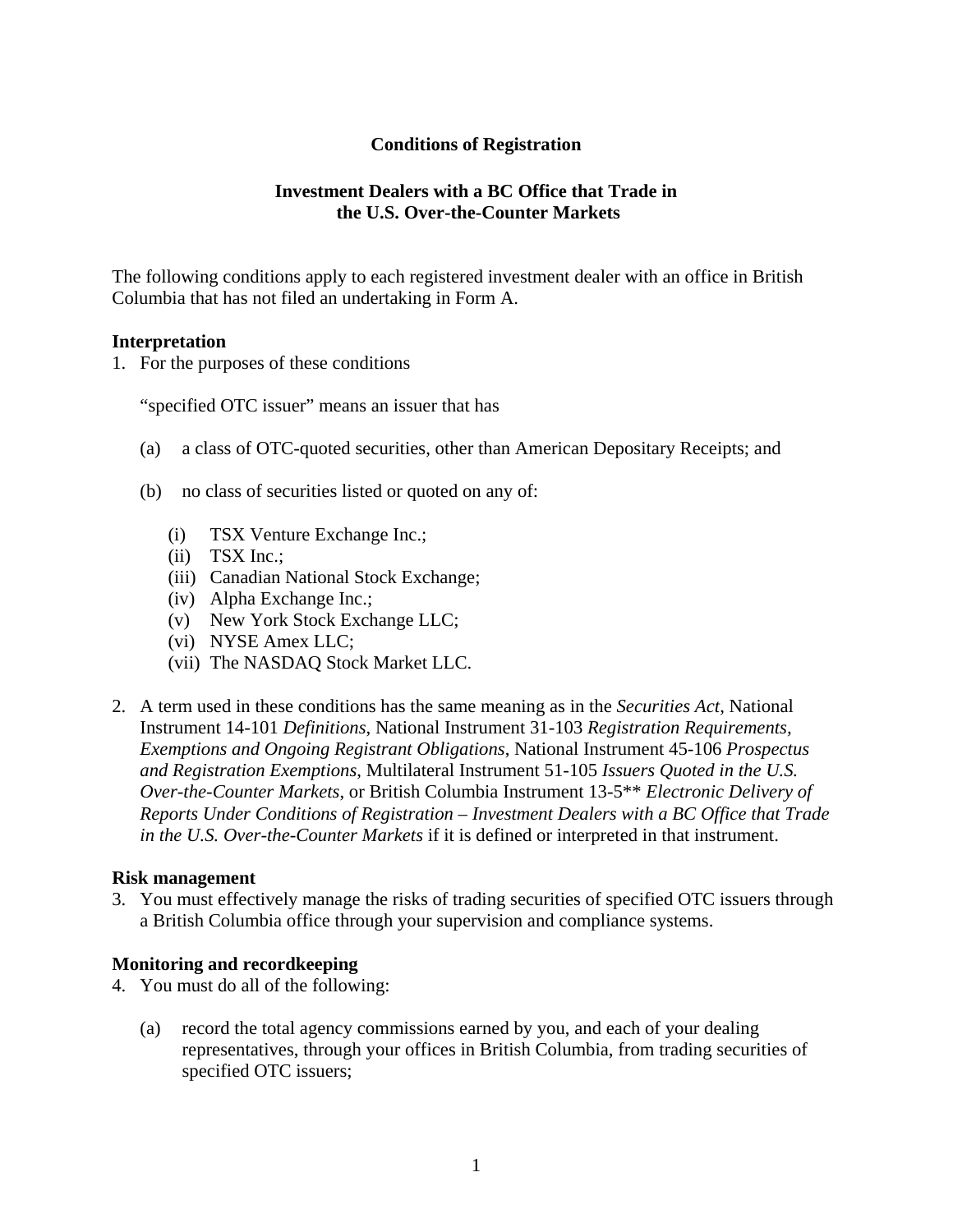**Conditions of Registration**

**Investment Dealers with a BC Office that Trade in the U.S. Over-the-Counter Markets**

The following conditions apply to each registered investment dealer with an office in British Columbia that has not filed an undertaking in Form A.

**Interpretation**

1. For the purposes of these conditions

   "specified OTC issuer" means an issuer that has

   (a) a class of OTC-quoted securities, other than American Depositary Receipts; and

   (b) no class of securities listed or quoted on any of:

      (i) TSX Venture Exchange Inc.;
      (ii) TSX Inc.;
      (iii) Canadian National Stock Exchange;
      (iv) Alpha Exchange Inc.;
      (v) New York Stock Exchange LLC;
      (vi) NYSE Amex LLC;
      (vii) The NASDAQ Stock Market LLC.

2. A term used in these conditions has the same meaning as in the *Securities Act*, National Instrument 14-101 *Definitions*, National Instrument 31-103 *Registration Requirements, Exemptions and Ongoing Registrant Obligations*, National Instrument 45-106 *Prospectus and Registration Exemptions*, Multilateral Instrument 51-105 *Issuers Quoted in the U.S. Over-the-Counter Markets*, or British Columbia Instrument 13-5** *Electronic Delivery of Reports Under Conditions of Registration – Investment Dealers with a BC Office that Trade in the U.S. Over-the-Counter Markets* if it is defined or interpreted in that instrument.

**Risk management**

3. You must effectively manage the risks of trading securities of specified OTC issuers through a British Columbia office through your supervision and compliance systems.

**Monitoring and recordkeeping**

4. You must do all of the following:

   (a) record the total agency commissions earned by you, and each of your dealing representatives, through your offices in British Columbia, from trading securities of specified OTC issuers;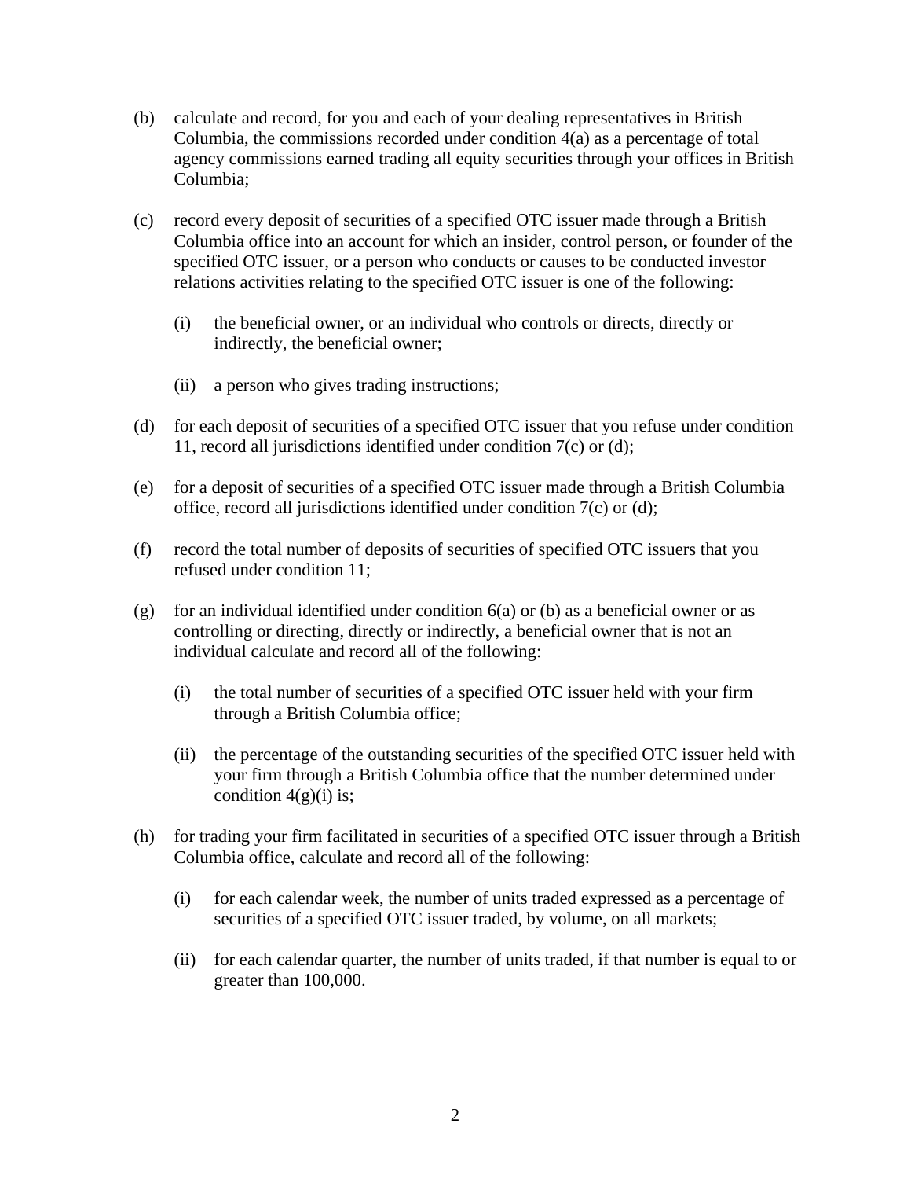(b) calculate and record, for you and each of your dealing representatives in British Columbia, the commissions recorded under condition 4(a) as a percentage of total agency commissions earned trading all equity securities through your offices in British Columbia;

(c) record every deposit of securities of a specified OTC issuer made through a British Columbia office into an account for which an insider, control person, or founder of the specified OTC issuer, or a person who conducts or causes to be conducted investor relations activities relating to the specified OTC issuer is one of the following:

    (i) the beneficial owner, or an individual who controls or directs, directly or indirectly, the beneficial owner;

    (ii) a person who gives trading instructions;

(d) for each deposit of securities of a specified OTC issuer that you refuse under condition 11, record all jurisdictions identified under condition 7(c) or (d);

(e) for a deposit of securities of a specified OTC issuer made through a British Columbia office, record all jurisdictions identified under condition 7(c) or (d);

(f) record the total number of deposits of securities of specified OTC issuers that you refused under condition 11;

(g) for an individual identified under condition 6(a) or (b) as a beneficial owner or as controlling or directing, directly or indirectly, a beneficial owner that is not an individual calculate and record all of the following:

    (i) the total number of securities of a specified OTC issuer held with your firm through a British Columbia office;

    (ii) the percentage of the outstanding securities of the specified OTC issuer held with your firm through a British Columbia office that the number determined under condition 4(g)(i) is;

(h) for trading your firm facilitated in securities of a specified OTC issuer through a British Columbia office, calculate and record all of the following:

    (i) for each calendar week, the number of units traded expressed as a percentage of securities of a specified OTC issuer traded, by volume, on all markets;

    (ii) for each calendar quarter, the number of units traded, if that number is equal to or greater than 100,000.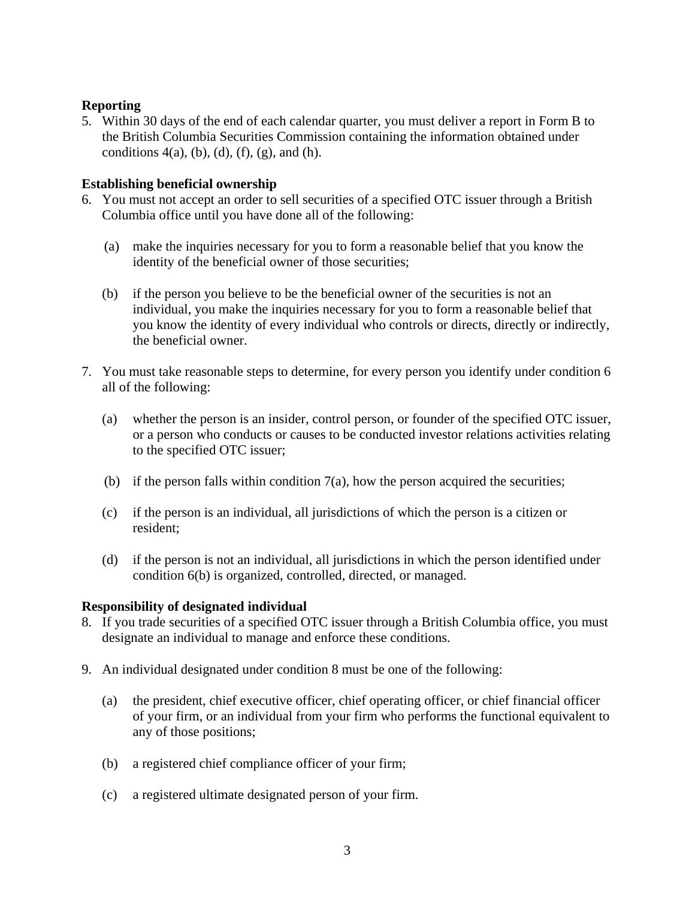**Reporting**

5. Within 30 days of the end of each calendar quarter, you must deliver a report in Form B to the British Columbia Securities Commission containing the information obtained under conditions 4(a), (b), (d), (f), (g), and (h).

**Establishing beneficial ownership**

6. You must not accept an order to sell securities of a specified OTC issuer through a British Columbia office until you have done all of the following:

   (a) make the inquiries necessary for you to form a reasonable belief that you know the identity of the beneficial owner of those securities;

   (b) if the person you believe to be the beneficial owner of the securities is not an individual, you make the inquiries necessary for you to form a reasonable belief that you know the identity of every individual who controls or directs, directly or indirectly, the beneficial owner.

7. You must take reasonable steps to determine, for every person you identify under condition 6 all of the following:

   (a) whether the person is an insider, control person, or founder of the specified OTC issuer, or a person who conducts or causes to be conducted investor relations activities relating to the specified OTC issuer;

   (b) if the person falls within condition 7(a), how the person acquired the securities;

   (c) if the person is an individual, all jurisdictions of which the person is a citizen or resident;

   (d) if the person is not an individual, all jurisdictions in which the person identified under condition 6(b) is organized, controlled, directed, or managed.

**Responsibility of designated individual**

8. If you trade securities of a specified OTC issuer through a British Columbia office, you must designate an individual to manage and enforce these conditions.

9. An individual designated under condition 8 must be one of the following:

   (a) the president, chief executive officer, chief operating officer, or chief financial officer of your firm, or an individual from your firm who performs the functional equivalent to any of those positions;

   (b) a registered chief compliance officer of your firm;

   (c) a registered ultimate designated person of your firm.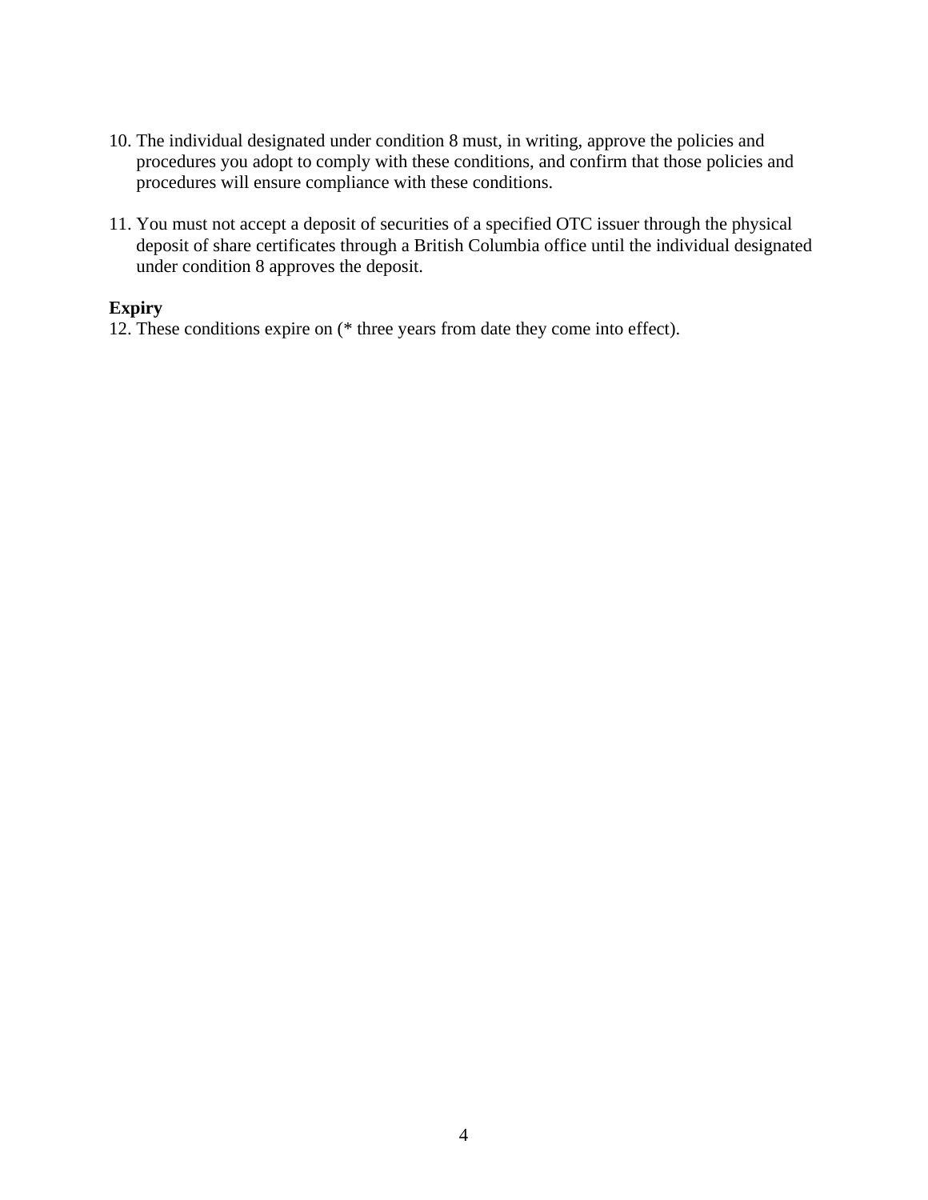10. The individual designated under condition 8 must, in writing, approve the policies and procedures you adopt to comply with these conditions, and confirm that those policies and procedures will ensure compliance with these conditions.

11. You must not accept a deposit of securities of a specified OTC issuer through the physical deposit of share certificates through a British Columbia office until the individual designated under condition 8 approves the deposit.

**Expiry**

12. These conditions expire on (* three years from date they come into effect).